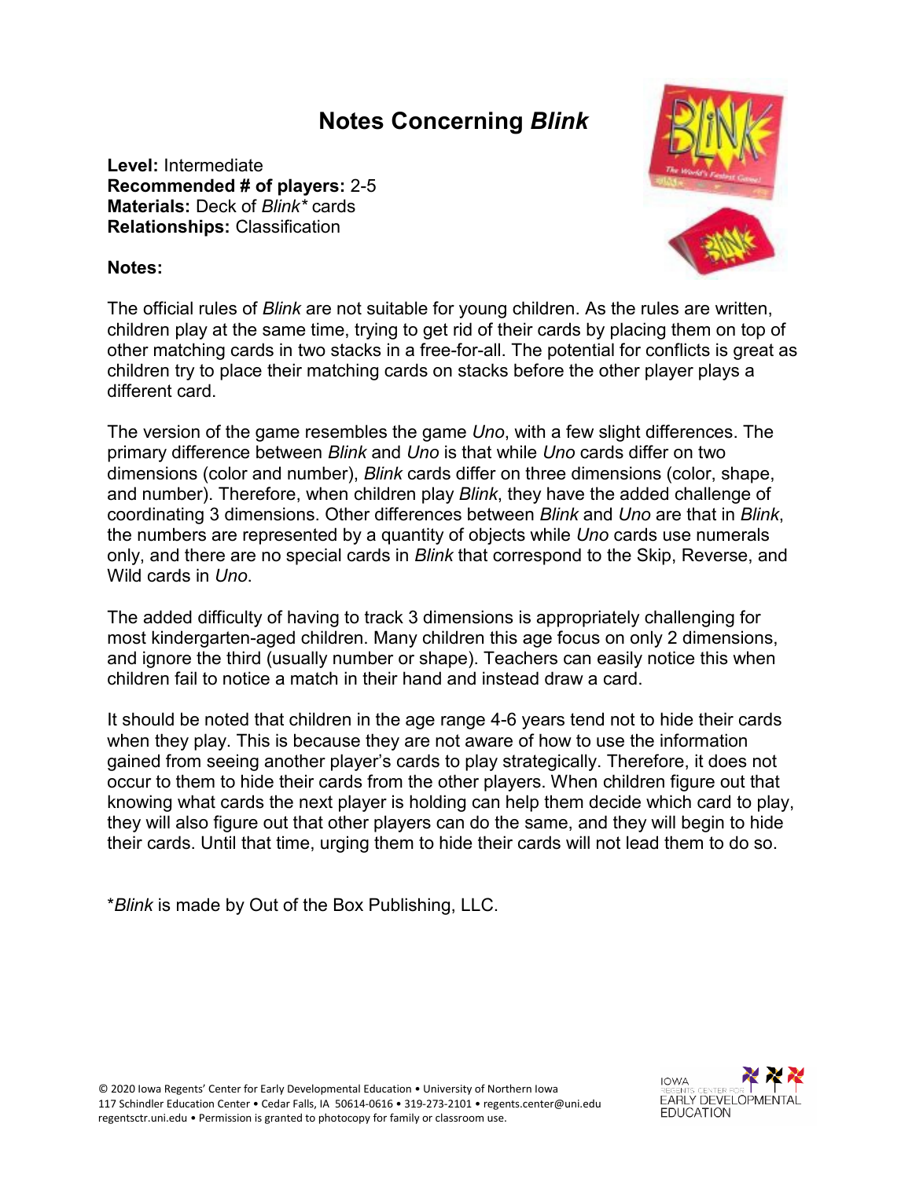# Notes Concerning *Blink*

**Level:** Intermediate
**Recommended # of players:** 2-5
**Materials:** Deck of *Blink** cards
**Relationships:** Classification

**Notes:**

The official rules of *Blink* are not suitable for young children. As the rules are written, children play at the same time, trying to get rid of their cards by placing them on top of other matching cards in two stacks in a free-for-all. The potential for conflicts is great as children try to place their matching cards on stacks before the other player plays a different card.

The version of the game resembles the game *Uno*, with a few slight differences. The primary difference between *Blink* and *Uno* is that while *Uno* cards differ on two dimensions (color and number), *Blink* cards differ on three dimensions (color, shape, and number). Therefore, when children play *Blink*, they have the added challenge of coordinating 3 dimensions. Other differences between *Blink* and *Uno* are that in *Blink*, the numbers are represented by a quantity of objects while *Uno* cards use numerals only, and there are no special cards in *Blink* that correspond to the Skip, Reverse, and Wild cards in *Uno*.

The added difficulty of having to track 3 dimensions is appropriately challenging for most kindergarten-aged children. Many children this age focus on only 2 dimensions, and ignore the third (usually number or shape). Teachers can easily notice this when children fail to notice a match in their hand and instead draw a card.

It should be noted that children in the age range 4-6 years tend not to hide their cards when they play. This is because they are not aware of how to use the information gained from seeing another player's cards to play strategically. Therefore, it does not occur to them to hide their cards from the other players. When children figure out that knowing what cards the next player is holding can help them decide which card to play, they will also figure out that other players can do the same, and they will begin to hide their cards. Until that time, urging them to hide their cards will not lead them to do so.

**Blink* is made by Out of the Box Publishing, LLC.

© 2020 Iowa Regents' Center for Early Developmental Education • University of Northern Iowa
117 Schindler Education Center • Cedar Falls, IA 50614-0616 • 319-273-2101 • regents.center@uni.edu
regentsctr.uni.edu • Permission is granted to photocopy for family or classroom use.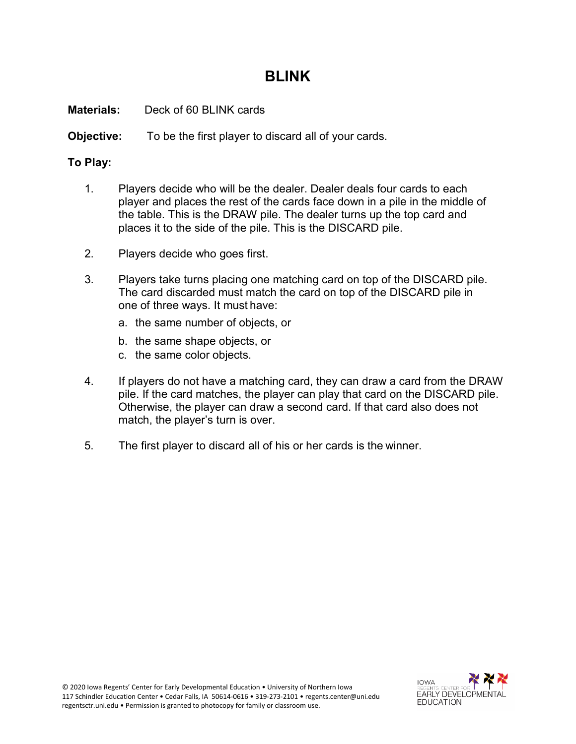# BLINK

**Materials:** Deck of 60 BLINK cards

**Objective:** To be the first player to discard all of your cards.

**To Play:**

1. Players decide who will be the dealer. Dealer deals four cards to each player and places the rest of the cards face down in a pile in the middle of the table. This is the DRAW pile. The dealer turns up the top card and places it to the side of the pile. This is the DISCARD pile.

2. Players decide who goes first.

3. Players take turns placing one matching card on top of the DISCARD pile. The card discarded must match the card on top of the DISCARD pile in one of three ways. It must have:
   a. the same number of objects, or
   b. the same shape objects, or
   c. the same color objects.

4. If players do not have a matching card, they can draw a card from the DRAW pile. If the card matches, the player can play that card on the DISCARD pile. Otherwise, the player can draw a second card. If that card also does not match, the player's turn is over.

5. The first player to discard all of his or her cards is the winner.

© 2020 Iowa Regents' Center for Early Developmental Education • University of Northern Iowa
117 Schindler Education Center • Cedar Falls, IA 50614-0616 • 319-273-2101 • regents.center@uni.edu
regentsctr.uni.edu • Permission is granted to photocopy for family or classroom use.